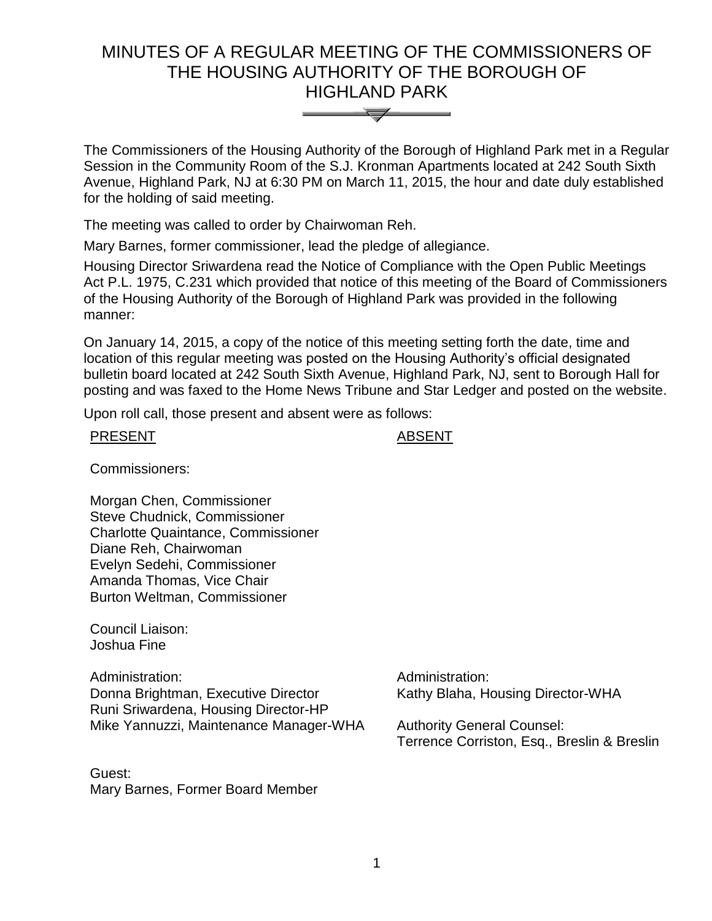# MINUTES OF A REGULAR MEETING OF THE COMMISSIONERS OF THE HOUSING AUTHORITY OF THE BOROUGH OF HIGHLAND PARK

The Commissioners of the Housing Authority of the Borough of Highland Park met in a Regular Session in the Community Room of the S.J. Kronman Apartments located at 242 South Sixth Avenue, Highland Park, NJ at 6:30 PM on March 11, 2015, the hour and date duly established for the holding of said meeting.

The meeting was called to order by Chairwoman Reh.

Mary Barnes, former commissioner, lead the pledge of allegiance.

Housing Director Sriwardena read the Notice of Compliance with the Open Public Meetings Act P.L. 1975, C.231 which provided that notice of this meeting of the Board of Commissioners of the Housing Authority of the Borough of Highland Park was provided in the following manner:

On January 14, 2015, a copy of the notice of this meeting setting forth the date, time and location of this regular meeting was posted on the Housing Authority's official designated bulletin board located at 242 South Sixth Avenue, Highland Park, NJ, sent to Borough Hall for posting and was faxed to the Home News Tribune and Star Ledger and posted on the website.

Upon roll call, those present and absent were as follows:

| PRESENT | ABSENT |
|---|---|
| Commissioners: | |
| Morgan Chen, Commissioner<br>Steve Chudnick, Commissioner<br>Charlotte Quaintance, Commissioner<br>Diane Reh, Chairwoman<br>Evelyn Sedehi, Commissioner<br>Amanda Thomas, Vice Chair<br>Burton Weltman, Commissioner | |
| Council Liaison:<br>Joshua Fine | |
| Administration:<br>Donna Brightman, Executive Director<br>Runi Sriwardena, Housing Director-HP<br>Mike Yannuzzi, Maintenance Manager-WHA | Administration:<br>Kathy Blaha, Housing Director-WHA<br><br>Authority General Counsel:<br>Terrence Corriston, Esq., Breslin & Breslin |
| Guest:<br>Mary Barnes, Former Board Member | |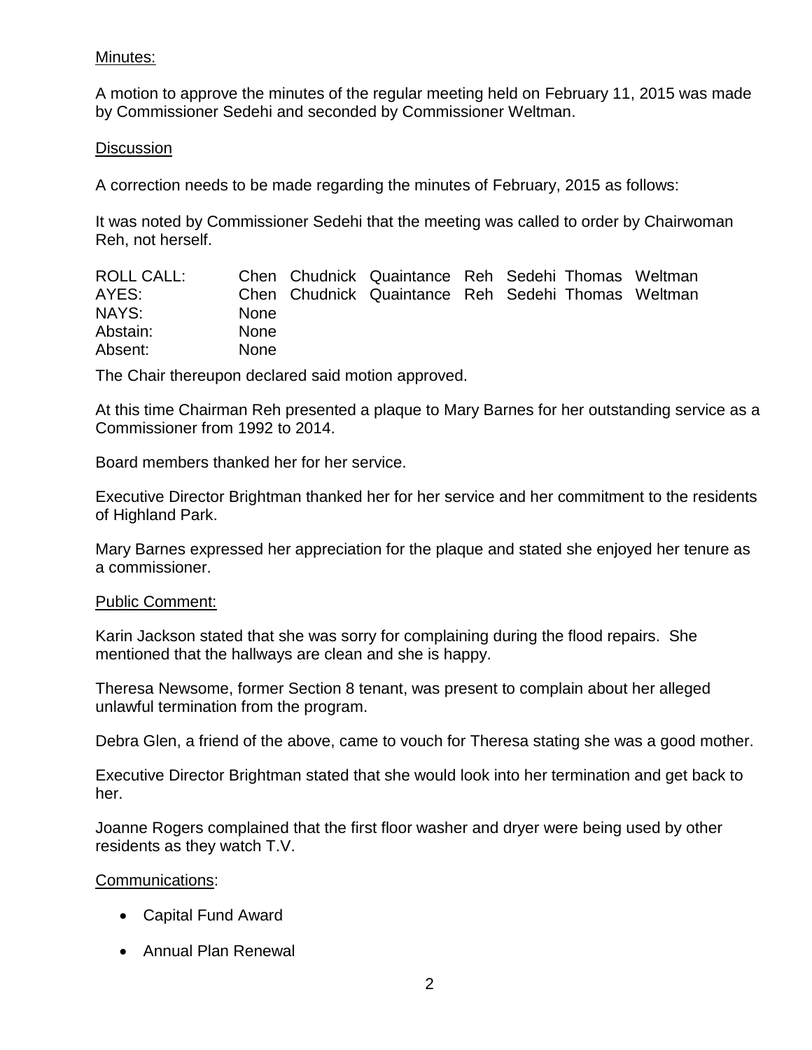Minutes:

A motion to approve the minutes of the regular meeting held on February 11, 2015 was made by Commissioner Sedehi and seconded by Commissioner Weltman.

Discussion

A correction needs to be made regarding the minutes of February, 2015 as follows:

It was noted by Commissioner Sedehi that the meeting was called to order by Chairwoman Reh, not herself.

| ROLL CALL: | Chen | Chudnick | Quaintance | Reh | Sedehi | Thomas | Weltman |
|---|---|---|---|---|---|---|---|
| AYES: | Chen | Chudnick | Quaintance | Reh | Sedehi | Thomas | Weltman |
| NAYS: | None | | | | | | |
| Abstain: | None | | | | | | |
| Absent: | None | | | | | | |

The Chair thereupon declared said motion approved.

At this time Chairman Reh presented a plaque to Mary Barnes for her outstanding service as a Commissioner from 1992 to 2014.

Board members thanked her for her service.

Executive Director Brightman thanked her for her service and her commitment to the residents of Highland Park.

Mary Barnes expressed her appreciation for the plaque and stated she enjoyed her tenure as a commissioner.

Public Comment:

Karin Jackson stated that she was sorry for complaining during the flood repairs. She mentioned that the hallways are clean and she is happy.

Theresa Newsome, former Section 8 tenant, was present to complain about her alleged unlawful termination from the program.

Debra Glen, a friend of the above, came to vouch for Theresa stating she was a good mother.

Executive Director Brightman stated that she would look into her termination and get back to her.

Joanne Rogers complained that the first floor washer and dryer were being used by other residents as they watch T.V.

Communications:

- Capital Fund Award
- Annual Plan Renewal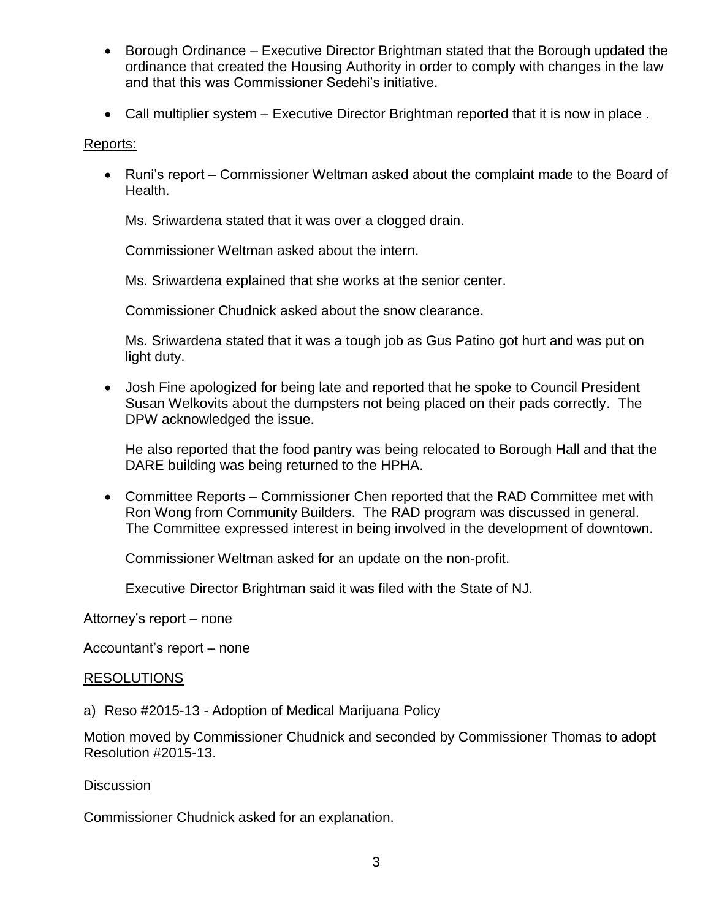- Borough Ordinance – Executive Director Brightman stated that the Borough updated the ordinance that created the Housing Authority in order to comply with changes in the law and that this was Commissioner Sedehi's initiative.

- Call multiplier system – Executive Director Brightman reported that it is now in place .

Reports:

- Runi's report – Commissioner Weltman asked about the complaint made to the Board of Health.

  Ms. Sriwardena stated that it was over a clogged drain.

  Commissioner Weltman asked about the intern.

  Ms. Sriwardena explained that she works at the senior center.

  Commissioner Chudnick asked about the snow clearance.

  Ms. Sriwardena stated that it was a tough job as Gus Patino got hurt and was put on light duty.

- Josh Fine apologized for being late and reported that he spoke to Council President Susan Welkovits about the dumpsters not being placed on their pads correctly. The DPW acknowledged the issue.

  He also reported that the food pantry was being relocated to Borough Hall and that the DARE building was being returned to the HPHA.

- Committee Reports – Commissioner Chen reported that the RAD Committee met with Ron Wong from Community Builders. The RAD program was discussed in general. The Committee expressed interest in being involved in the development of downtown.

  Commissioner Weltman asked for an update on the non-profit.

  Executive Director Brightman said it was filed with the State of NJ.

Attorney's report – none

Accountant's report – none

RESOLUTIONS

a) Reso #2015-13 - Adoption of Medical Marijuana Policy

Motion moved by Commissioner Chudnick and seconded by Commissioner Thomas to adopt Resolution #2015-13.

Discussion

Commissioner Chudnick asked for an explanation.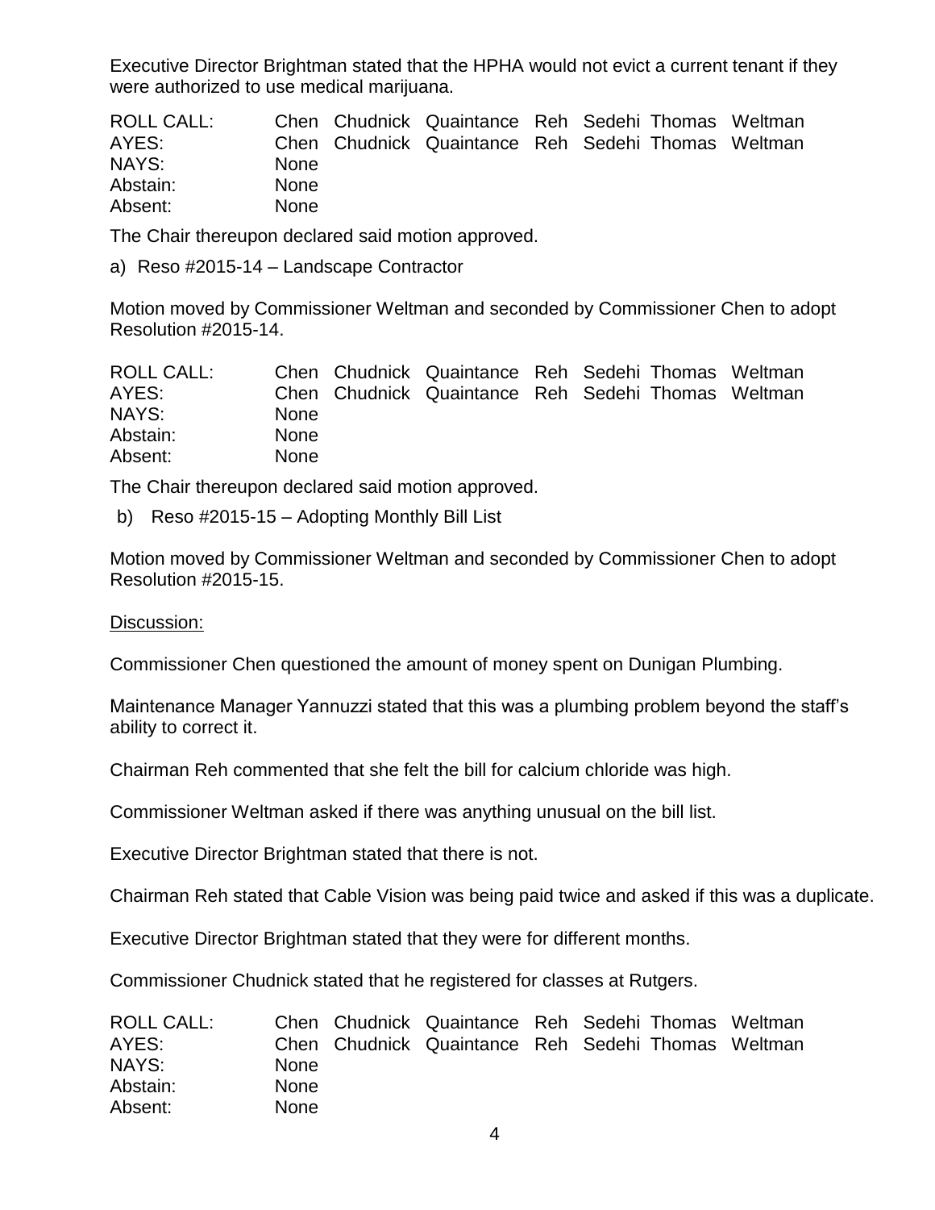Executive Director Brightman stated that the HPHA would not evict a current tenant if they were authorized to use medical marijuana.

| ROLL CALL: | Chen | Chudnick | Quaintance | Reh | Sedehi | Thomas | Weltman |
|---|---|---|---|---|---|---|---|
| AYES: | Chen | Chudnick | Quaintance | Reh | Sedehi | Thomas | Weltman |
| NAYS: | None | | | | | | |
| Abstain: | None | | | | | | |
| Absent: | None | | | | | | |

The Chair thereupon declared said motion approved.

a) Reso #2015-14 – Landscape Contractor

Motion moved by Commissioner Weltman and seconded by Commissioner Chen to adopt Resolution #2015-14.

| ROLL CALL: | Chen | Chudnick | Quaintance | Reh | Sedehi | Thomas | Weltman |
|---|---|---|---|---|---|---|---|
| AYES: | Chen | Chudnick | Quaintance | Reh | Sedehi | Thomas | Weltman |
| NAYS: | None | | | | | | |
| Abstain: | None | | | | | | |
| Absent: | None | | | | | | |

The Chair thereupon declared said motion approved.

b) Reso #2015-15 – Adopting Monthly Bill List

Motion moved by Commissioner Weltman and seconded by Commissioner Chen to adopt Resolution #2015-15.

Discussion:

Commissioner Chen questioned the amount of money spent on Dunigan Plumbing.

Maintenance Manager Yannuzzi stated that this was a plumbing problem beyond the staff's ability to correct it.

Chairman Reh commented that she felt the bill for calcium chloride was high.

Commissioner Weltman asked if there was anything unusual on the bill list.

Executive Director Brightman stated that there is not.

Chairman Reh stated that Cable Vision was being paid twice and asked if this was a duplicate.

Executive Director Brightman stated that they were for different months.

Commissioner Chudnick stated that he registered for classes at Rutgers.

| ROLL CALL: | Chen | Chudnick | Quaintance | Reh | Sedehi | Thomas | Weltman |
|---|---|---|---|---|---|---|---|
| AYES: | Chen | Chudnick | Quaintance | Reh | Sedehi | Thomas | Weltman |
| NAYS: | None | | | | | | |
| Abstain: | None | | | | | | |
| Absent: | None | | | | | | |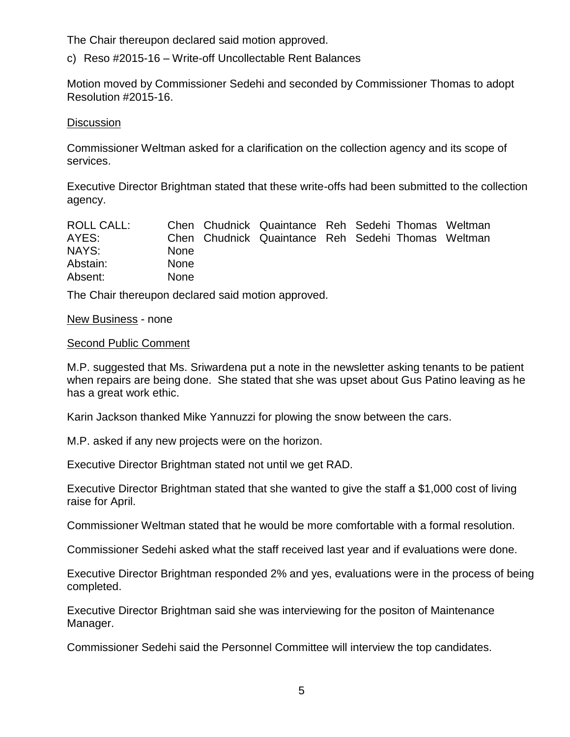The Chair thereupon declared said motion approved.

c) Reso #2015-16 – Write-off Uncollectable Rent Balances

Motion moved by Commissioner Sedehi and seconded by Commissioner Thomas to adopt Resolution #2015-16.

<u>Discussion</u>

Commissioner Weltman asked for a clarification on the collection agency and its scope of services.

Executive Director Brightman stated that these write-offs had been submitted to the collection agency.

| | | | | | | | |
|---|---|---|---|---|---|---|---|
| ROLL CALL: | Chen | Chudnick | Quaintance | Reh | Sedehi | Thomas | Weltman |
| AYES: | Chen | Chudnick | Quaintance | Reh | Sedehi | Thomas | Weltman |
| NAYS: | None | | | | | | |
| Abstain: | None | | | | | | |
| Absent: | None | | | | | | |

The Chair thereupon declared said motion approved.

<u>New Business</u> - none

<u>Second Public Comment</u>

M.P. suggested that Ms. Sriwardena put a note in the newsletter asking tenants to be patient when repairs are being done. She stated that she was upset about Gus Patino leaving as he has a great work ethic.

Karin Jackson thanked Mike Yannuzzi for plowing the snow between the cars.

M.P. asked if any new projects were on the horizon.

Executive Director Brightman stated not until we get RAD.

Executive Director Brightman stated that she wanted to give the staff a $1,000 cost of living raise for April.

Commissioner Weltman stated that he would be more comfortable with a formal resolution.

Commissioner Sedehi asked what the staff received last year and if evaluations were done.

Executive Director Brightman responded 2% and yes, evaluations were in the process of being completed.

Executive Director Brightman said she was interviewing for the positon of Maintenance Manager.

Commissioner Sedehi said the Personnel Committee will interview the top candidates.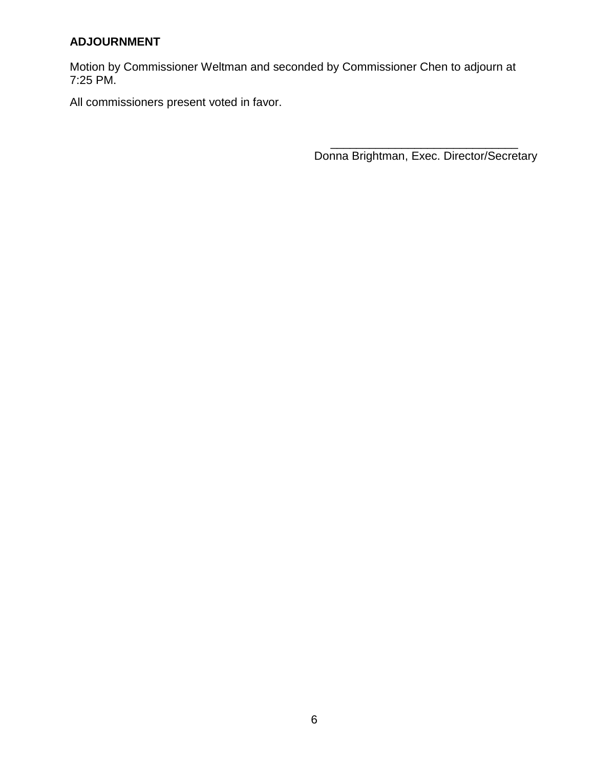**ADJOURNMENT**

Motion by Commissioner Weltman and seconded by Commissioner Chen to adjourn at 7:25 PM.

All commissioners present voted in favor.

\_\_\_\_\_\_\_\_\_\_\_\_\_\_\_\_\_\_\_\_\_\_\_\_\_\_\_\_\_\_

Donna Brightman, Exec. Director/Secretary